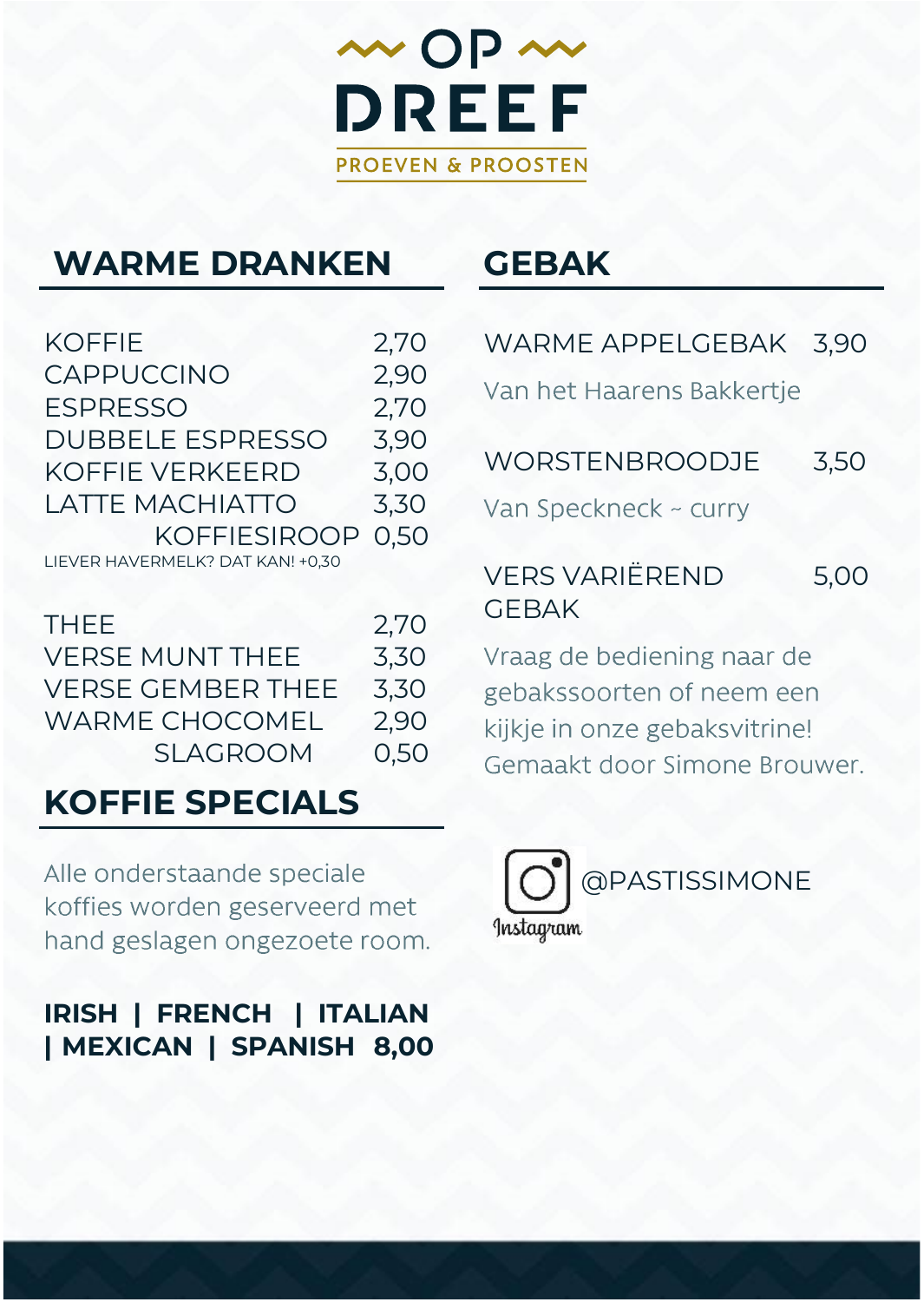# OP DREEF

PROEVEN & PROOSTEN

## WARME DRANKEN

| | |
|---|---|
| KOFFIE | 2,70 |
| CAPPUCCINO | 2,90 |
| ESPRESSO | 2,70 |
| DUBBELE ESPRESSO | 3,90 |
| KOFFIE VERKEERD | 3,00 |
| LATTE MACHIATTO | 3,30 |
| KOFFIESIROOP | 0,50 |

LIEVER HAVERMELK? DAT KAN! +0,30

| | |
|---|---|
| THEE | 2,70 |
| VERSE MUNT THEE | 3,30 |
| VERSE GEMBER THEE | 3,30 |
| WARME CHOCOMEL | 2,90 |
| SLAGROOM | 0,50 |

## KOFFIE SPECIALS

Alle onderstaande speciale koffies worden geserveerd met hand geslagen ongezoete room.

**IRISH | FRENCH | ITALIAN | MEXICAN | SPANISH 8,00**

## GEBAK

WARME APPELGEBAK 3,90

Van het Haarens Bakkertje

WORSTENBROODJE 3,50

Van Speckneck ~ curry

VERS VARIËREND GEBAK 5,00

Vraag de bediening naar de gebakssoorten of neem een kijkje in onze gebaksvitrine! Gemaakt door Simone Brouwer.

Instagram @PASTISSIMONE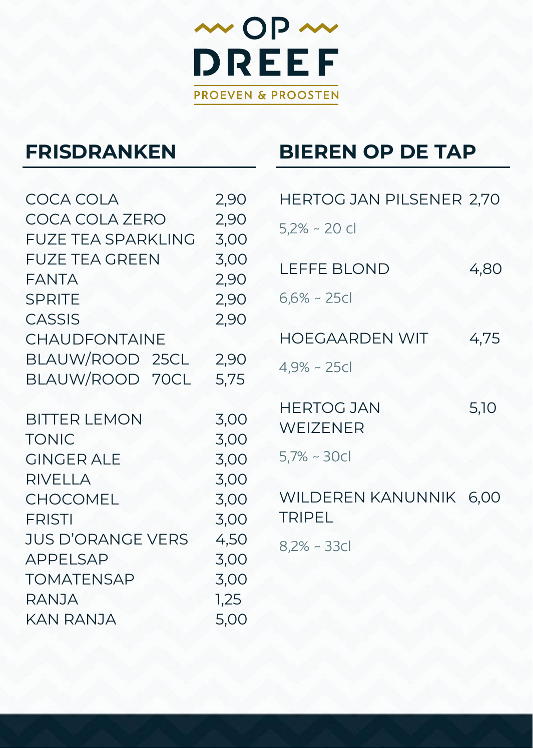# OP DREEF

PROEVEN & PROOSTEN

## FRISDRANKEN

| | |
|---|---|
| COCA COLA | 2,90 |
| COCA COLA ZERO | 2,90 |
| FUZE TEA SPARKLING | 3,00 |
| FUZE TEA GREEN | 3,00 |
| FANTA | 2,90 |
| SPRITE | 2,90 |
| CASSIS | 2,90 |
| CHAUDFONTAINE | |
| BLAUW/ROOD 25CL | 2,90 |
| BLAUW/ROOD 70CL | 5,75 |

| | |
|---|---|
| BITTER LEMON | 3,00 |
| TONIC | 3,00 |
| GINGER ALE | 3,00 |
| RIVELLA | 3,00 |
| CHOCOMEL | 3,00 |
| FRISTI | 3,00 |
| JUS D'ORANGE VERS | 4,50 |
| APPELSAP | 3,00 |
| TOMATENSAP | 3,00 |
| RANJA | 1,25 |
| KAN RANJA | 5,00 |

## BIEREN OP DE TAP

HERTOG JAN PILSENER 2,70

5,2% ~ 20 cl

LEFFE BLOND 4,80

6,6% ~ 25cl

HOEGAARDEN WIT 4,75

4,9% ~ 25cl

HERTOG JAN WEIZENER 5,10

5,7% ~ 30cl

WILDEREN KANUNNIK TRIPEL 6,00

8,2% ~ 33cl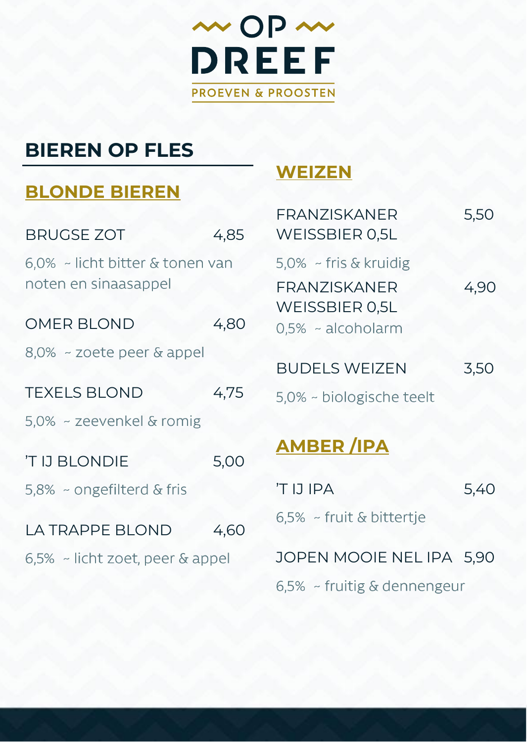# OP DREEF

PROEVEN & PROOSTEN

## BIEREN OP FLES

### BLONDE BIEREN

**BRUGSE ZOT** — 4,85

6,0% ~ licht bitter & tonen van noten en sinaasappel

**OMER BLOND** — 4,80

8,0% ~ zoete peer & appel

**TEXELS BLOND** — 4,75

5,0% ~ zeevenkel & romig

**'T IJ BLONDIE** — 5,00

5,8% ~ ongefilterd & fris

**LA TRAPPE BLOND** — 4,60

6,5% ~ licht zoet, peer & appel

### WEIZEN

**FRANZISKANER WEISSBIER 0,5L** — 5,50

5,0% ~ fris & kruidig

**FRANZISKANER WEISSBIER 0,5L** — 4,90

0,5% ~ alcoholarm

**BUDELS WEIZEN** — 3,50

5,0% ~ biologische teelt

### AMBER /IPA

**'T IJ IPA** — 5,40

6,5% ~ fruit & bittertje

**JOPEN MOOIE NEL IPA** — 5,90

6,5% ~ fruitig & dennengeur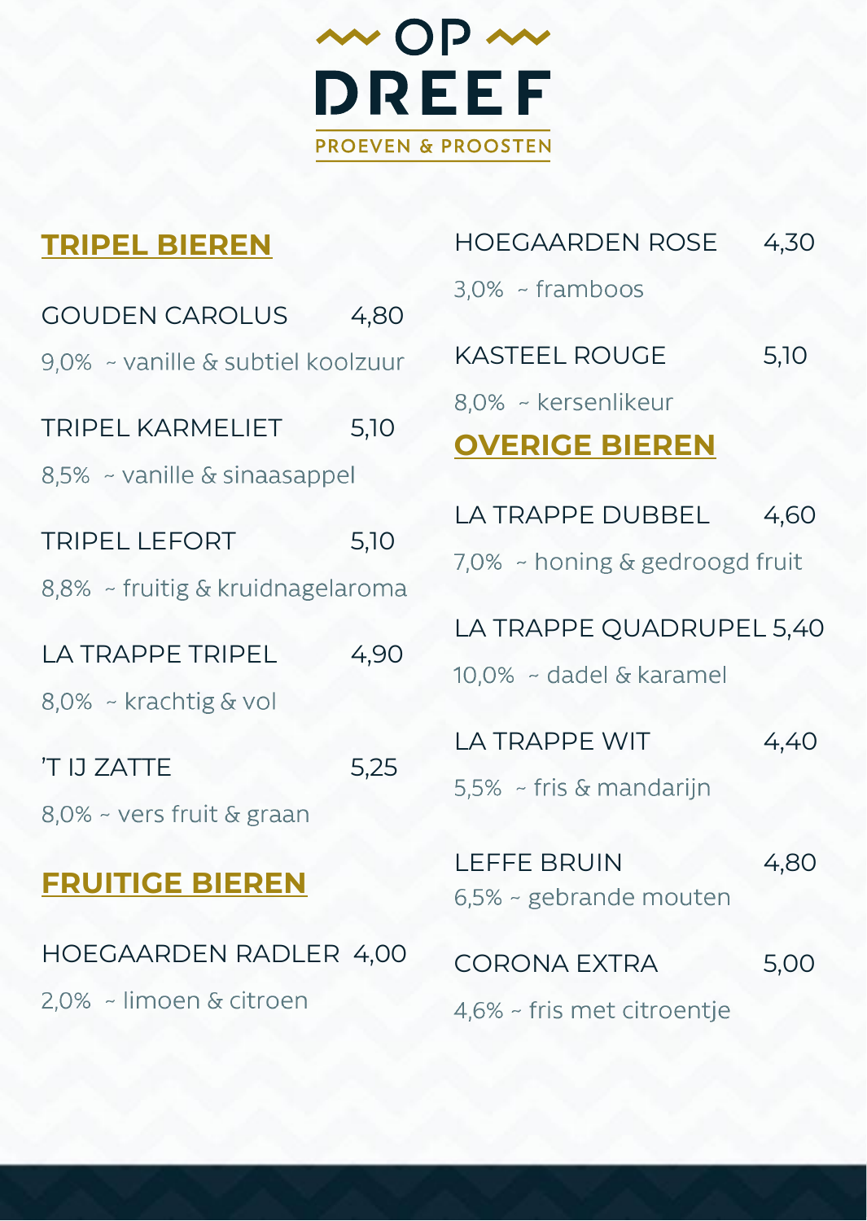# OP DREEF

PROEVEN & PROOSTEN

## TRIPEL BIEREN

GOUDEN CAROLUS 4,80

9,0% ~ vanille & subtiel koolzuur

TRIPEL KARMELIET 5,10

8,5% ~ vanille & sinaasappel

TRIPEL LEFORT 5,10

8,8% ~ fruitig & kruidnagelaroma

LA TRAPPE TRIPEL 4,90

8,0% ~ krachtig & vol

'T IJ ZATTE 5,25

8,0% ~ vers fruit & graan

## FRUITIGE BIEREN

HOEGAARDEN RADLER 4,00

2,0% ~ limoen & citroen

HOEGAARDEN ROSE 4,30

3,0% ~ framboos

KASTEEL ROUGE 5,10

8,0% ~ kersenlikeur

## OVERIGE BIEREN

LA TRAPPE DUBBEL 4,60

7,0% ~ honing & gedroogd fruit

LA TRAPPE QUADRUPEL 5,40

10,0% ~ dadel & karamel

LA TRAPPE WIT 4,40

5,5% ~ fris & mandarijn

LEFFE BRUIN 4,80

6,5% ~ gebrande mouten

CORONA EXTRA 5,00

4,6% ~ fris met citroentje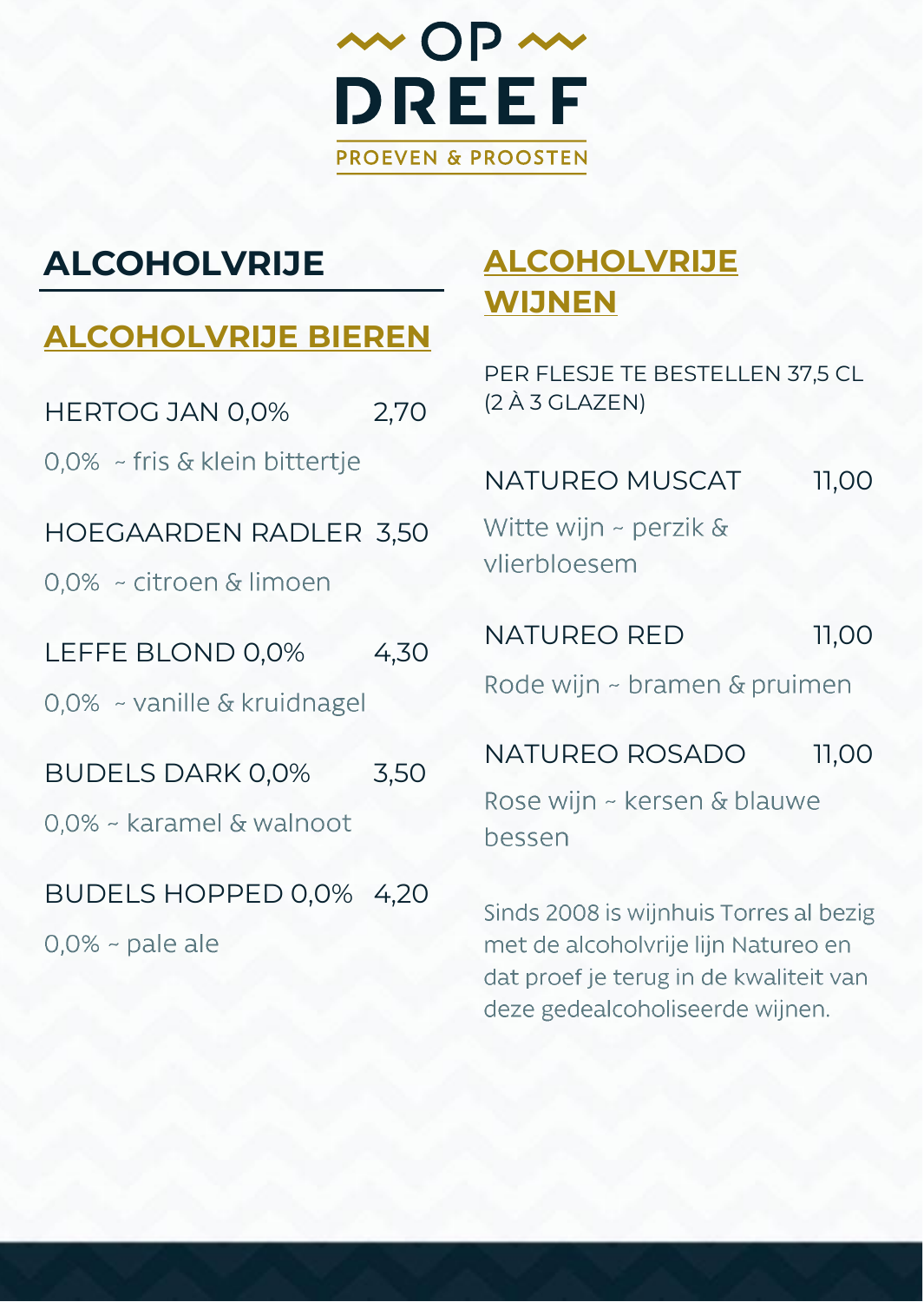# OP DREEF

PROEVEN & PROOSTEN

## ALCOHOLVRIJE

### ALCOHOLVRIJE BIEREN

HERTOG JAN 0,0% 2,70

0,0% ~ fris & klein bittertje

HOEGAARDEN RADLER 3,50

0,0% ~ citroen & limoen

LEFFE BLOND 0,0% 4,30

0,0% ~ vanille & kruidnagel

BUDELS DARK 0,0% 3,50

0,0% ~ karamel & walnoot

BUDELS HOPPED 0,0% 4,20

0,0% ~ pale ale

### ALCOHOLVRIJE WIJNEN

PER FLESJE TE BESTELLEN 37,5 CL (2 À 3 GLAZEN)

NATUREO MUSCAT 11,00

Witte wijn ~ perzik & vlierbloesem

NATUREO RED 11,00

Rode wijn ~ bramen & pruimen

NATUREO ROSADO 11,00

Rose wijn ~ kersen & blauwe bessen

Sinds 2008 is wijnhuis Torres al bezig met de alcoholvrije lijn Natureo en dat proef je terug in de kwaliteit van deze gedealcoholiseerde wijnen.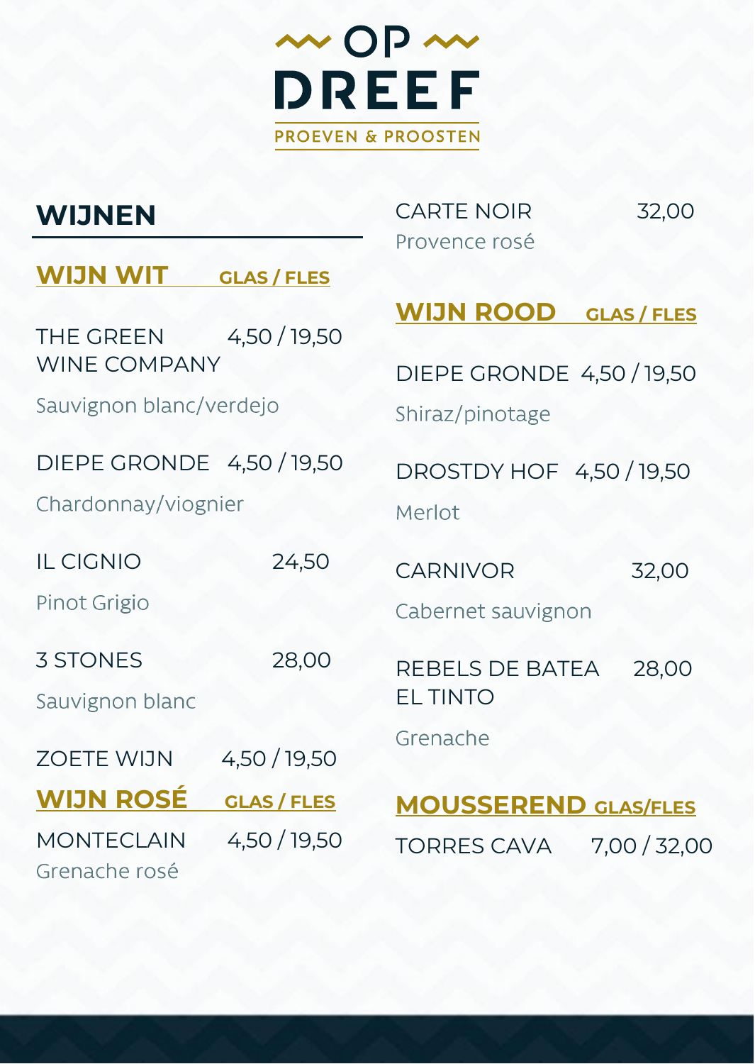# OP DREEF

PROEVEN & PROOSTEN

## WIJNEN

### WIJN WIT — GLAS / FLES

**THE GREEN WINE COMPANY** 4,50 / 19,50
Sauvignon blanc/verdejo

**DIEPE GRONDE** 4,50 / 19,50
Chardonnay/viognier

**IL CIGNIO** 24,50
Pinot Grigio

**3 STONES** 28,00
Sauvignon blanc

**ZOETE WIJN** 4,50 / 19,50

### WIJN ROSÉ — GLAS / FLES

**MONTECLAIN** 4,50 / 19,50
Grenache rosé

**CARTE NOIR** 32,00
Provence rosé

### WIJN ROOD — GLAS / FLES

**DIEPE GRONDE** 4,50 / 19,50
Shiraz/pinotage

**DROSTDY HOF** 4,50 / 19,50
Merlot

**CARNIVOR** 32,00
Cabernet sauvignon

**REBELS DE BATEA EL TINTO** 28,00
Grenache

### MOUSSEREND — GLAS/FLES

**TORRES CAVA** 7,00 / 32,00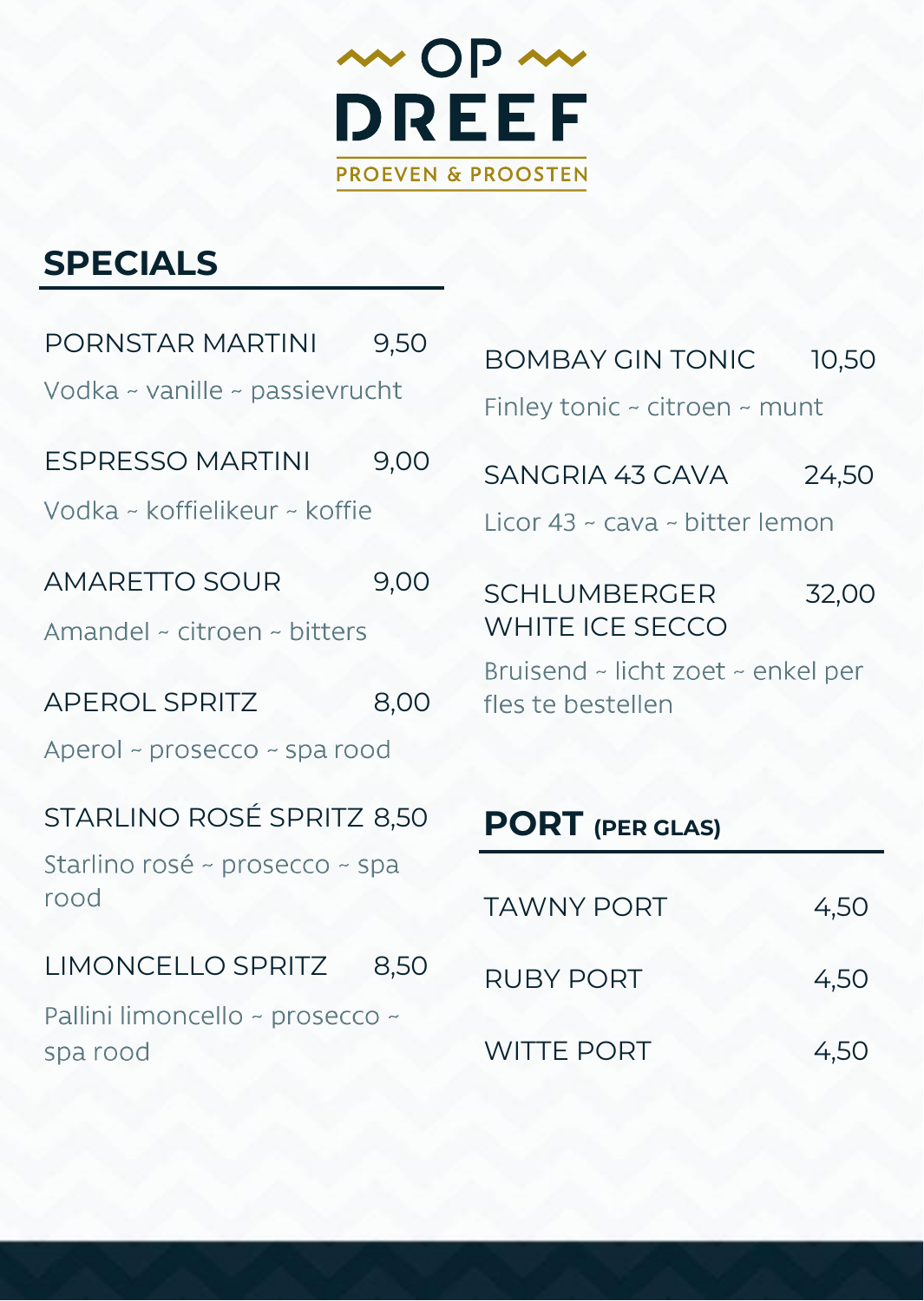# OP DREEF

PROEVEN & PROOSTEN

## SPECIALS

PORNSTAR MARTINI 9,50

Vodka ~ vanille ~ passievrucht

ESPRESSO MARTINI 9,00

Vodka ~ koffielikeur ~ koffie

AMARETTO SOUR 9,00

Amandel ~ citroen ~ bitters

APEROL SPRITZ 8,00

Aperol ~ prosecco ~ spa rood

STARLINO ROSÉ SPRITZ 8,50

Starlino rosé ~ prosecco ~ spa rood

LIMONCELLO SPRITZ 8,50

Pallini limoncello ~ prosecco ~ spa rood

BOMBAY GIN TONIC 10,50

Finley tonic ~ citroen ~ munt

SANGRIA 43 CAVA 24,50

Licor 43 ~ cava ~ bitter lemon

SCHLUMBERGER WHITE ICE SECCO 32,00

Bruisend ~ licht zoet ~ enkel per fles te bestellen

## PORT (PER GLAS)

TAWNY PORT 4,50

RUBY PORT 4,50

WITTE PORT 4,50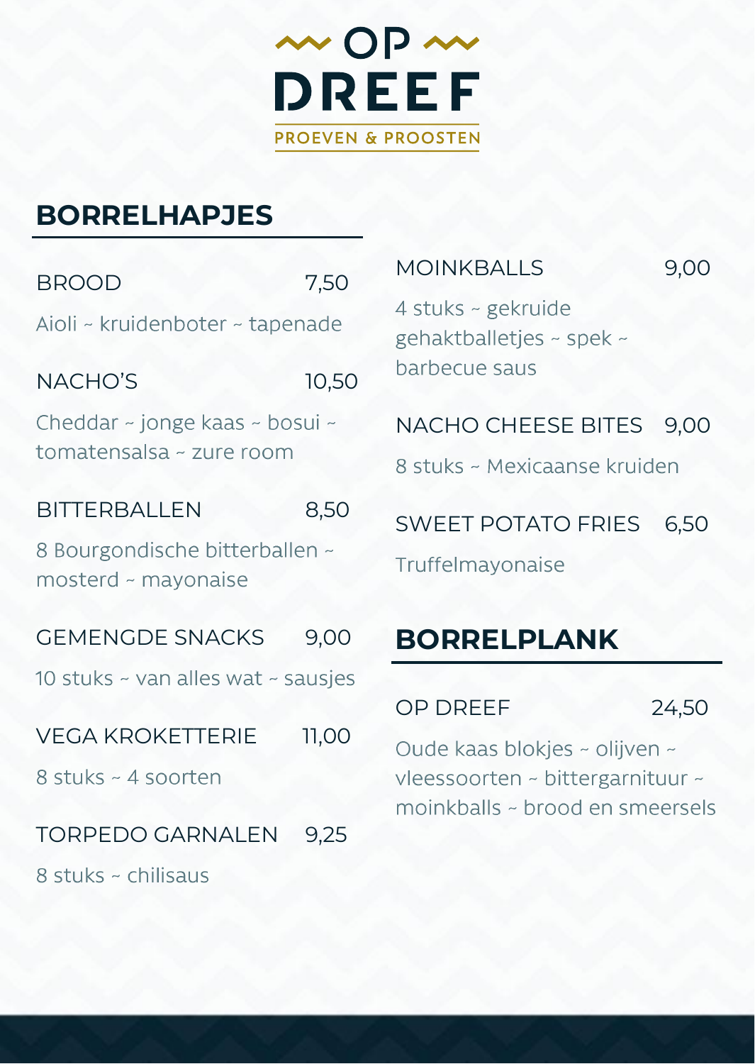# OP DREEF

PROEVEN & PROOSTEN

## BORRELHAPJES

**BROOD** 7,50

Aioli ~ kruidenboter ~ tapenade

**NACHO'S** 10,50

Cheddar ~ jonge kaas ~ bosui ~ tomatensalsa ~ zure room

**BITTERBALLEN** 8,50

8 Bourgondische bitterballen ~ mosterd ~ mayonaise

**GEMENGDE SNACKS** 9,00

10 stuks ~ van alles wat ~ sausjes

**VEGA KROKETTERIE** 11,00

8 stuks ~ 4 soorten

**TORPEDO GARNALEN** 9,25

8 stuks ~ chilisaus

**MOINKBALLS** 9,00

4 stuks ~ gekruide gehaktballetjes ~ spek ~ barbecue saus

**NACHO CHEESE BITES** 9,00

8 stuks ~ Mexicaanse kruiden

**SWEET POTATO FRIES** 6,50

Truffelmayonaise

## BORRELPLANK

**OP DREEF** 24,50

Oude kaas blokjes ~ olijven ~ vleessoorten ~ bittergarnituur ~ moinkballs ~ brood en smeersels